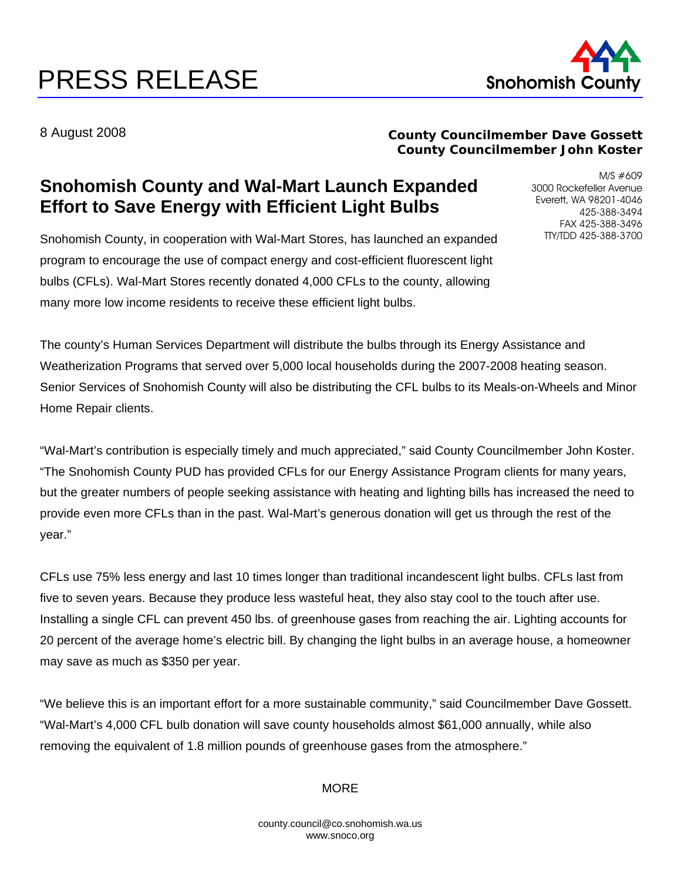# PRESS RELEASE

Snohomish County

8 August 2008

**County Councilmember Dave Gossett**
**County Councilmember John Koster**

M/S #609
3000 Rockefeller Avenue
Everett, WA 98201-4046
425-388-3494
FAX 425-388-3496
TTY/TDD 425-388-3700

## Snohomish County and Wal-Mart Launch Expanded Effort to Save Energy with Efficient Light Bulbs

Snohomish County, in cooperation with Wal-Mart Stores, has launched an expanded program to encourage the use of compact energy and cost-efficient fluorescent light bulbs (CFLs). Wal-Mart Stores recently donated 4,000 CFLs to the county, allowing many more low income residents to receive these efficient light bulbs.

The county's Human Services Department will distribute the bulbs through its Energy Assistance and Weatherization Programs that served over 5,000 local households during the 2007-2008 heating season. Senior Services of Snohomish County will also be distributing the CFL bulbs to its Meals-on-Wheels and Minor Home Repair clients.

"Wal-Mart's contribution is especially timely and much appreciated," said County Councilmember John Koster. "The Snohomish County PUD has provided CFLs for our Energy Assistance Program clients for many years, but the greater numbers of people seeking assistance with heating and lighting bills has increased the need to provide even more CFLs than in the past. Wal-Mart's generous donation will get us through the rest of the year."

CFLs use 75% less energy and last 10 times longer than traditional incandescent light bulbs. CFLs last from five to seven years. Because they produce less wasteful heat, they also stay cool to the touch after use. Installing a single CFL can prevent 450 lbs. of greenhouse gases from reaching the air. Lighting accounts for 20 percent of the average home's electric bill. By changing the light bulbs in an average house, a homeowner may save as much as $350 per year.

"We believe this is an important effort for a more sustainable community," said Councilmember Dave Gossett. "Wal-Mart's 4,000 CFL bulb donation will save county households almost $61,000 annually, while also removing the equivalent of 1.8 million pounds of greenhouse gases from the atmosphere."

MORE

county.council@co.snohomish.wa.us
www.snoco.org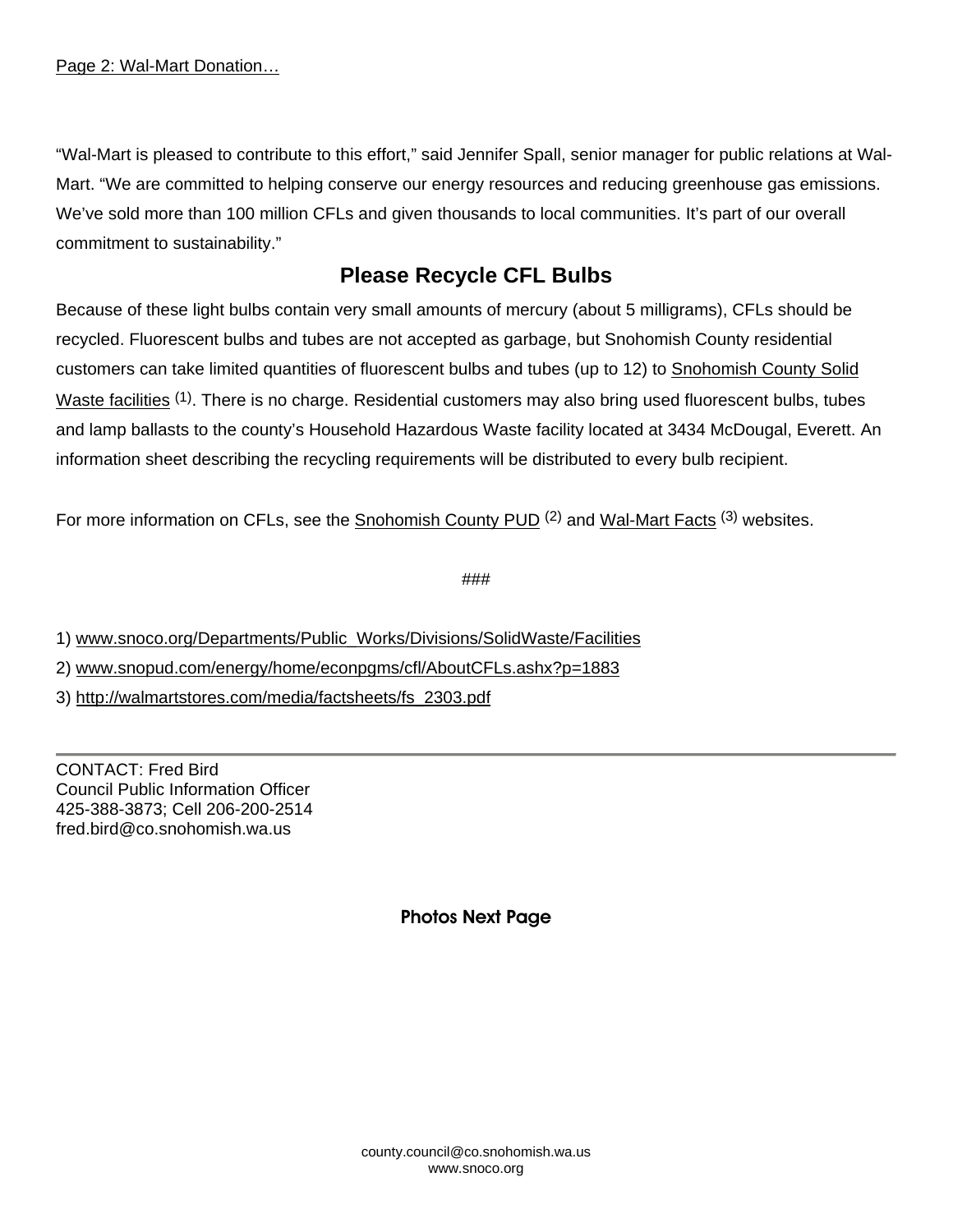Page 2: Wal-Mart Donation…

"Wal-Mart is pleased to contribute to this effort," said Jennifer Spall, senior manager for public relations at Wal-Mart. "We are committed to helping conserve our energy resources and reducing greenhouse gas emissions. We've sold more than 100 million CFLs and given thousands to local communities. It's part of our overall commitment to sustainability."

## Please Recycle CFL Bulbs

Because of these light bulbs contain very small amounts of mercury (about 5 milligrams), CFLs should be recycled. Fluorescent bulbs and tubes are not accepted as garbage, but Snohomish County residential customers can take limited quantities of fluorescent bulbs and tubes (up to 12) to Snohomish County Solid Waste facilities [1]. There is no charge. Residential customers may also bring used fluorescent bulbs, tubes and lamp ballasts to the county's Household Hazardous Waste facility located at 3434 McDougal, Everett. An information sheet describing the recycling requirements will be distributed to every bulb recipient.

For more information on CFLs, see the Snohomish County PUD [2] and Wal-Mart Facts [3] websites.

###

1) www.snoco.org/Departments/Public_Works/Divisions/SolidWaste/Facilities
2) www.snopud.com/energy/home/econpgms/cfl/AboutCFLs.ashx?p=1883
3) http://walmartstores.com/media/factsheets/fs_2303.pdf

---

CONTACT: Fred Bird
Council Public Information Officer
425-388-3873; Cell 206-200-2514
fred.bird@co.snohomish.wa.us

**Photos Next Page**

county.council@co.snohomish.wa.us
www.snoco.org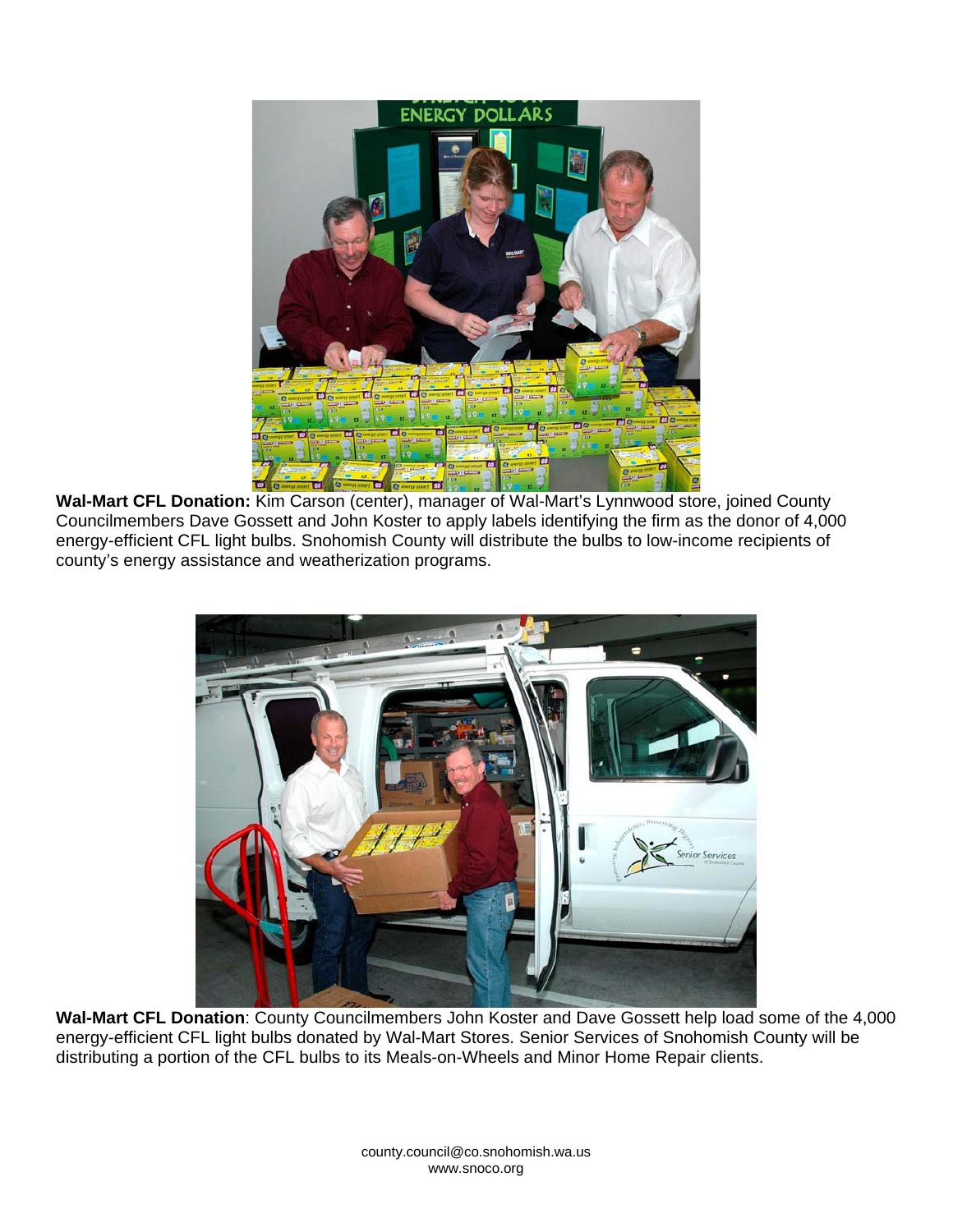**Wal-Mart CFL Donation:** Kim Carson (center), manager of Wal-Mart's Lynnwood store, joined County Councilmembers Dave Gossett and John Koster to apply labels identifying the firm as the donor of 4,000 energy-efficient CFL light bulbs. Snohomish County will distribute the bulbs to low-income recipients of county's energy assistance and weatherization programs.

**Wal-Mart CFL Donation**: County Councilmembers John Koster and Dave Gossett help load some of the 4,000 energy-efficient CFL light bulbs donated by Wal-Mart Stores. Senior Services of Snohomish County will be distributing a portion of the CFL bulbs to its Meals-on-Wheels and Minor Home Repair clients.

county.council@co.snohomish.wa.us
www.snoco.org